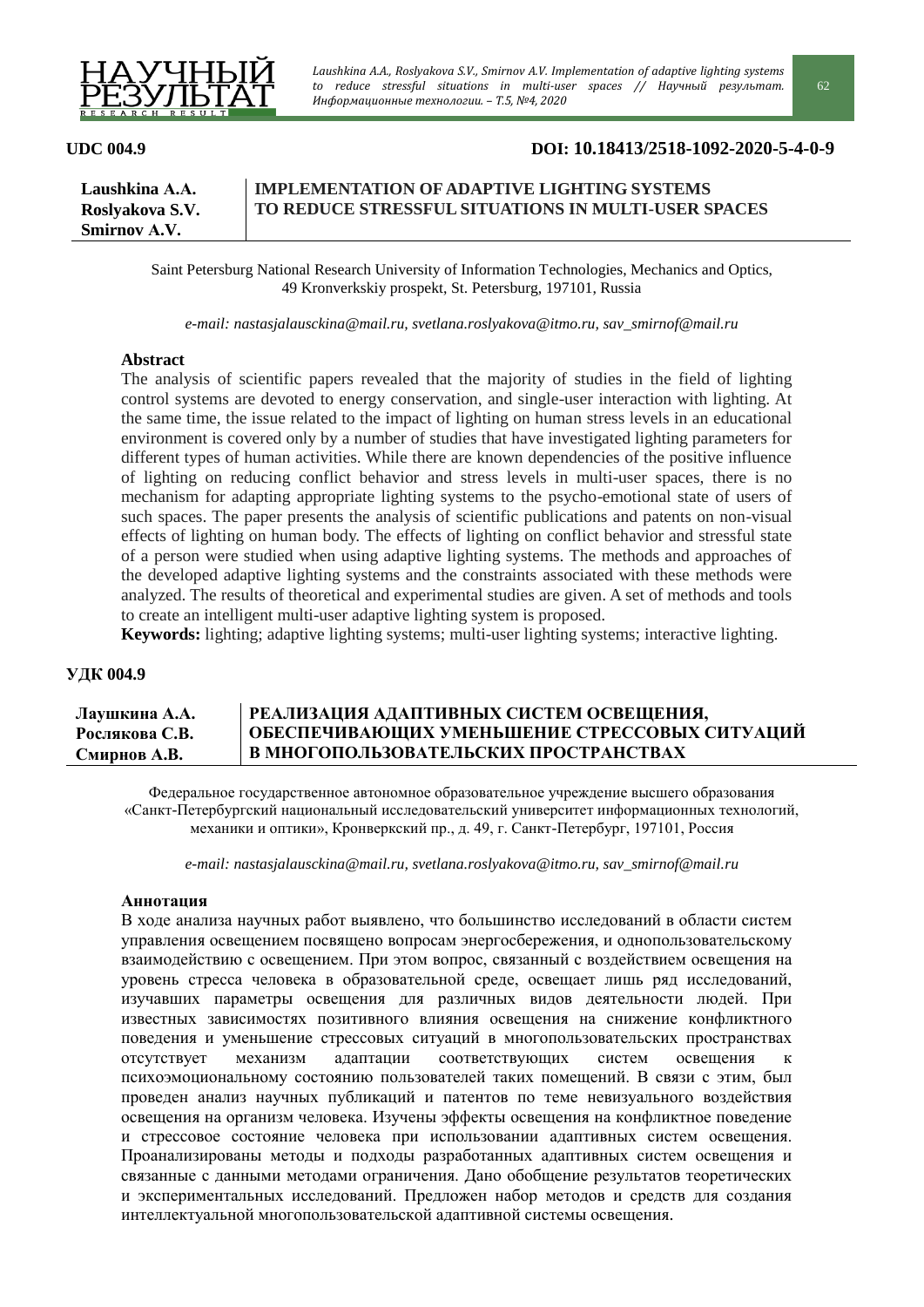**UDC 004.9** **DOI: 10.18413/2518-1092-2020-5-4-0-9**

| | |
|---|---|
| **Laushkina A.A.** **Roslyakova S.V.** **Smirnov A.V.** | **IMPLEMENTATION OF ADAPTIVE LIGHTING SYSTEMS TO REDUCE STRESSFUL SITUATIONS IN MULTI-USER SPACES** |

Saint Petersburg National Research University of Information Technologies, Mechanics and Optics, 49 Kronverkskiy prospekt, St. Petersburg, 197101, Russia

*e-mail: nastasjalausckina@mail.ru, svetlana.roslyakova@itmo.ru, sav_smirnof@mail.ru*

**Abstract**

The analysis of scientific papers revealed that the majority of studies in the field of lighting control systems are devoted to energy conservation, and single-user interaction with lighting. At the same time, the issue related to the impact of lighting on human stress levels in an educational environment is covered only by a number of studies that have investigated lighting parameters for different types of human activities. While there are known dependencies of the positive influence of lighting on reducing conflict behavior and stress levels in multi-user spaces, there is no mechanism for adapting appropriate lighting systems to the psycho-emotional state of users of such spaces. The paper presents the analysis of scientific publications and patents on non-visual effects of lighting on human body. The effects of lighting on conflict behavior and stressful state of a person were studied when using adaptive lighting systems. The methods and approaches of the developed adaptive lighting systems and the constraints associated with these methods were analyzed. The results of theoretical and experimental studies are given. A set of methods and tools to create an intelligent multi-user adaptive lighting system is proposed.

**Keywords:** lighting; adaptive lighting systems; multi-user lighting systems; interactive lighting.

**УДК 004.9**

| | |
|---|---|
| **Лаушкина А.А.** **Рослякова С.В.** **Смирнов А.В.** | **РЕАЛИЗАЦИЯ АДАПТИВНЫХ СИСТЕМ ОСВЕЩЕНИЯ, ОБЕСПЕЧИВАЮЩИХ УМЕНЬШЕНИЕ СТРЕССОВЫХ СИТУАЦИЙ В МНОГОПОЛЬЗОВАТЕЛЬСКИХ ПРОСТРАНСТВАХ** |

Федеральное государственное автономное образовательное учреждение высшего образования «Санкт-Петербургский национальный исследовательский университет информационных технологий, механики и оптики», Кронверкский пр., д. 49, г. Санкт-Петербург, 197101, Россия

*e-mail: nastasjalausckina@mail.ru, svetlana.roslyakova@itmo.ru, sav_smirnof@mail.ru*

**Аннотация**

В ходе анализа научных работ выявлено, что большинство исследований в области систем управления освещением посвящено вопросам энергосбережения, и однопользовательскому взаимодействию с освещением. При этом вопрос, связанный с воздействием освещения на уровень стресса человека в образовательной среде, освещает лишь ряд исследований, изучавших параметры освещения для различных видов деятельности людей. При известных зависимостях позитивного влияния освещения на снижение конфликтного поведения и уменьшение стрессовых ситуаций в многопользовательских пространствах отсутствует механизм адаптации соответствующих систем освещения к психоэмоциональному состоянию пользователей таких помещений. В связи с этим, был проведен анализ научных публикаций и патентов по теме невизуального воздействия освещения на организм человека. Изучены эффекты освещения на конфликтное поведение и стрессовое состояние человека при использовании адаптивных систем освещения. Проанализированы методы и подходы разработанных адаптивных систем освещения и связанные с данными методами ограничения. Дано обобщение результатов теоретических и экспериментальных исследований. Предложен набор методов и средств для создания интеллектуальной многопользовательской адаптивной системы освещения.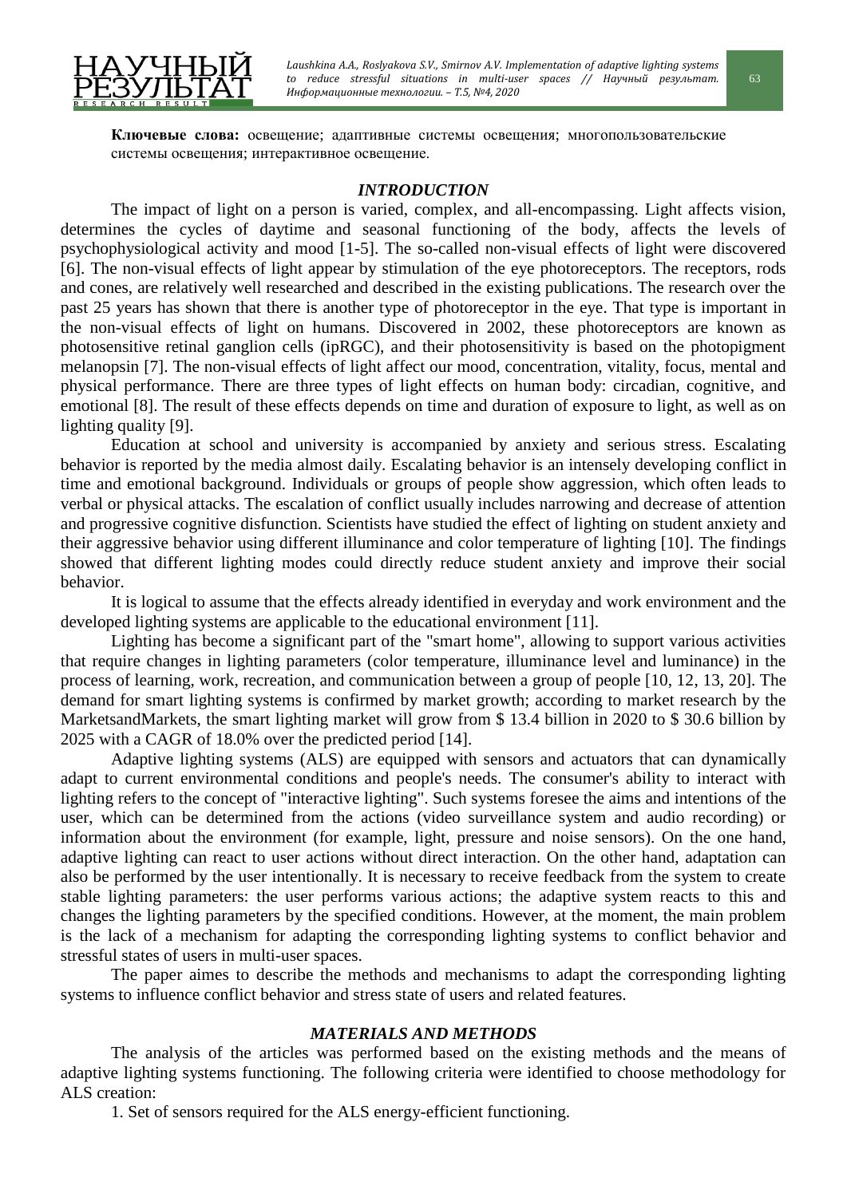**Ключевые слова:** освещение; адаптивные системы освещения; многопользовательские системы освещения; интерактивное освещение.

## INTRODUCTION

The impact of light on a person is varied, complex, and all-encompassing. Light affects vision, determines the cycles of daytime and seasonal functioning of the body, affects the levels of psychophysiological activity and mood [1-5]. The so-called non-visual effects of light were discovered [6]. The non-visual effects of light appear by stimulation of the eye photoreceptors. The receptors, rods and cones, are relatively well researched and described in the existing publications. The research over the past 25 years has shown that there is another type of photoreceptor in the eye. That type is important in the non-visual effects of light on humans. Discovered in 2002, these photoreceptors are known as photosensitive retinal ganglion cells (ipRGC), and their photosensitivity is based on the photopigment melanopsin [7]. The non-visual effects of light affect our mood, concentration, vitality, focus, mental and physical performance. There are three types of light effects on human body: circadian, cognitive, and emotional [8]. The result of these effects depends on time and duration of exposure to light, as well as on lighting quality [9].

Education at school and university is accompanied by anxiety and serious stress. Escalating behavior is reported by the media almost daily. Escalating behavior is an intensely developing conflict in time and emotional background. Individuals or groups of people show aggression, which often leads to verbal or physical attacks. The escalation of conflict usually includes narrowing and decrease of attention and progressive cognitive disfunction. Scientists have studied the effect of lighting on student anxiety and their aggressive behavior using different illuminance and color temperature of lighting [10]. The findings showed that different lighting modes could directly reduce student anxiety and improve their social behavior.

It is logical to assume that the effects already identified in everyday and work environment and the developed lighting systems are applicable to the educational environment [11].

Lighting has become a significant part of the "smart home", allowing to support various activities that require changes in lighting parameters (color temperature, illuminance level and luminance) in the process of learning, work, recreation, and communication between a group of people [10, 12, 13, 20]. The demand for smart lighting systems is confirmed by market growth; according to market research by the MarketsandMarkets, the smart lighting market will grow from $ 13.4 billion in 2020 to $ 30.6 billion by 2025 with a CAGR of 18.0% over the predicted period [14].

Adaptive lighting systems (ALS) are equipped with sensors and actuators that can dynamically adapt to current environmental conditions and people's needs. The consumer's ability to interact with lighting refers to the concept of "interactive lighting". Such systems foresee the aims and intentions of the user, which can be determined from the actions (video surveillance system and audio recording) or information about the environment (for example, light, pressure and noise sensors). On the one hand, adaptive lighting can react to user actions without direct interaction. On the other hand, adaptation can also be performed by the user intentionally. It is necessary to receive feedback from the system to create stable lighting parameters: the user performs various actions; the adaptive system reacts to this and changes the lighting parameters by the specified conditions. However, at the moment, the main problem is the lack of a mechanism for adapting the corresponding lighting systems to conflict behavior and stressful states of users in multi-user spaces.

The paper aimes to describe the methods and mechanisms to adapt the corresponding lighting systems to influence conflict behavior and stress state of users and related features.

## MATERIALS AND METHODS

The analysis of the articles was performed based on the existing methods and the means of adaptive lighting systems functioning. The following criteria were identified to choose methodology for ALS creation:

1. Set of sensors required for the ALS energy-efficient functioning.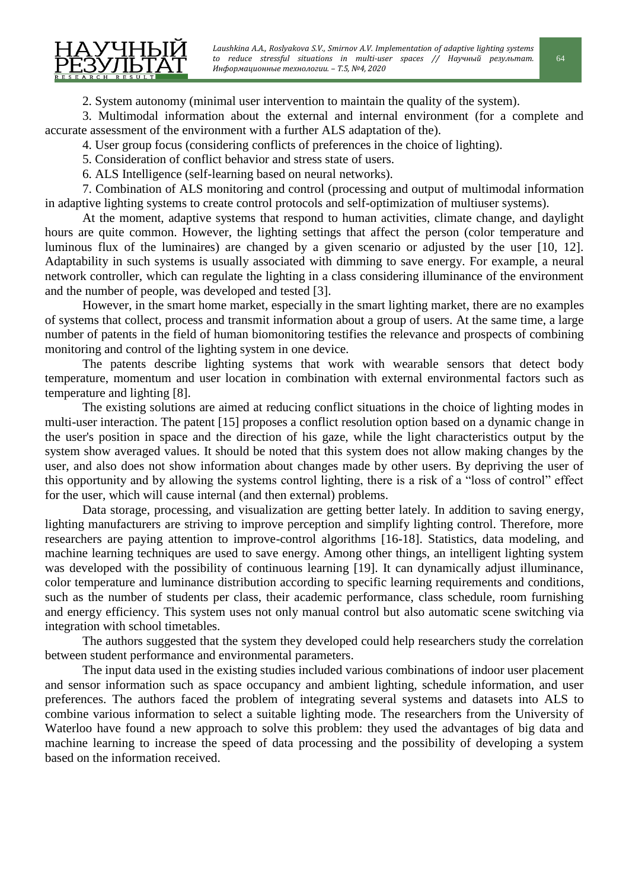2. System autonomy (minimal user intervention to maintain the quality of the system).

3. Multimodal information about the external and internal environment (for a complete and accurate assessment of the environment with a further ALS adaptation of the).

4. User group focus (considering conflicts of preferences in the choice of lighting).

5. Consideration of conflict behavior and stress state of users.

6. ALS Intelligence (self-learning based on neural networks).

7. Combination of ALS monitoring and control (processing and output of multimodal information in adaptive lighting systems to create control protocols and self-optimization of multiuser systems).

At the moment, adaptive systems that respond to human activities, climate change, and daylight hours are quite common. However, the lighting settings that affect the person (color temperature and luminous flux of the luminaires) are changed by a given scenario or adjusted by the user [10, 12]. Adaptability in such systems is usually associated with dimming to save energy. For example, a neural network controller, which can regulate the lighting in a class considering illuminance of the environment and the number of people, was developed and tested [3].

However, in the smart home market, especially in the smart lighting market, there are no examples of systems that collect, process and transmit information about a group of users. At the same time, a large number of patents in the field of human biomonitoring testifies the relevance and prospects of combining monitoring and control of the lighting system in one device.

The patents describe lighting systems that work with wearable sensors that detect body temperature, momentum and user location in combination with external environmental factors such as temperature and lighting [8].

The existing solutions are aimed at reducing conflict situations in the choice of lighting modes in multi-user interaction. The patent [15] proposes a conflict resolution option based on a dynamic change in the user's position in space and the direction of his gaze, while the light characteristics output by the system show averaged values. It should be noted that this system does not allow making changes by the user, and also does not show information about changes made by other users. By depriving the user of this opportunity and by allowing the systems control lighting, there is a risk of a "loss of control" effect for the user, which will cause internal (and then external) problems.

Data storage, processing, and visualization are getting better lately. In addition to saving energy, lighting manufacturers are striving to improve perception and simplify lighting control. Therefore, more researchers are paying attention to improve-control algorithms [16-18]. Statistics, data modeling, and machine learning techniques are used to save energy. Among other things, an intelligent lighting system was developed with the possibility of continuous learning [19]. It can dynamically adjust illuminance, color temperature and luminance distribution according to specific learning requirements and conditions, such as the number of students per class, their academic performance, class schedule, room furnishing and energy efficiency. This system uses not only manual control but also automatic scene switching via integration with school timetables.

The authors suggested that the system they developed could help researchers study the correlation between student performance and environmental parameters.

The input data used in the existing studies included various combinations of indoor user placement and sensor information such as space occupancy and ambient lighting, schedule information, and user preferences. The authors faced the problem of integrating several systems and datasets into ALS to combine various information to select a suitable lighting mode. The researchers from the University of Waterloo have found a new approach to solve this problem: they used the advantages of big data and machine learning to increase the speed of data processing and the possibility of developing a system based on the information received.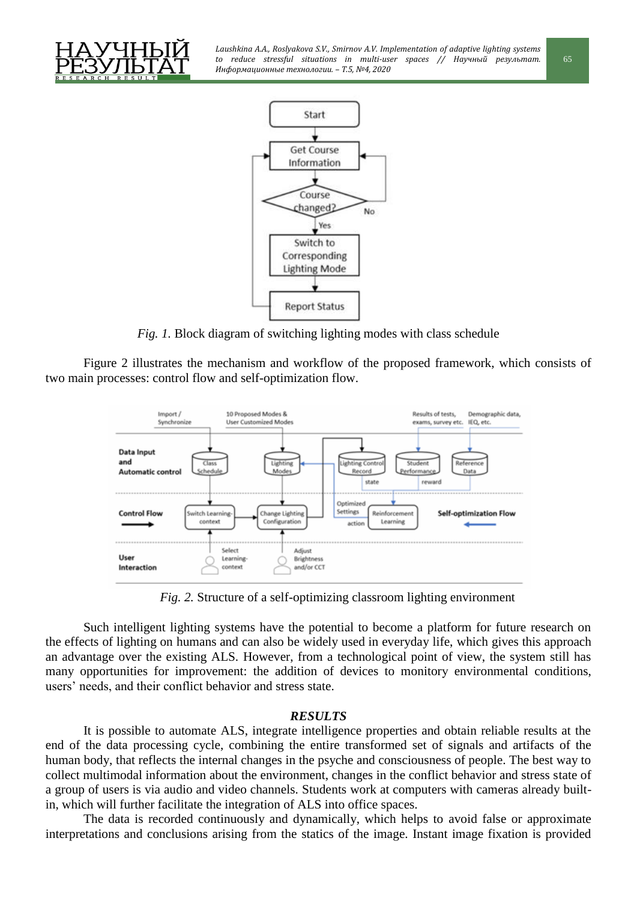*Fig. 1.* Block diagram of switching lighting modes with class schedule

Figure 2 illustrates the mechanism and workflow of the proposed framework, which consists of two main processes: control flow and self-optimization flow.

*Fig. 2.* Structure of a self-optimizing classroom lighting environment

Such intelligent lighting systems have the potential to become a platform for future research on the effects of lighting on humans and can also be widely used in everyday life, which gives this approach an advantage over the existing ALS. However, from a technological point of view, the system still has many opportunities for improvement: the addition of devices to monitory environmental conditions, users' needs, and their conflict behavior and stress state.

## RESULTS

It is possible to automate ALS, integrate intelligence properties and obtain reliable results at the end of the data processing cycle, combining the entire transformed set of signals and artifacts of the human body, that reflects the internal changes in the psyche and consciousness of people. The best way to collect multimodal information about the environment, changes in the conflict behavior and stress state of a group of users is via audio and video channels. Students work at computers with cameras already built-in, which will further facilitate the integration of ALS into office spaces.

The data is recorded continuously and dynamically, which helps to avoid false or approximate interpretations and conclusions arising from the statics of the image. Instant image fixation is provided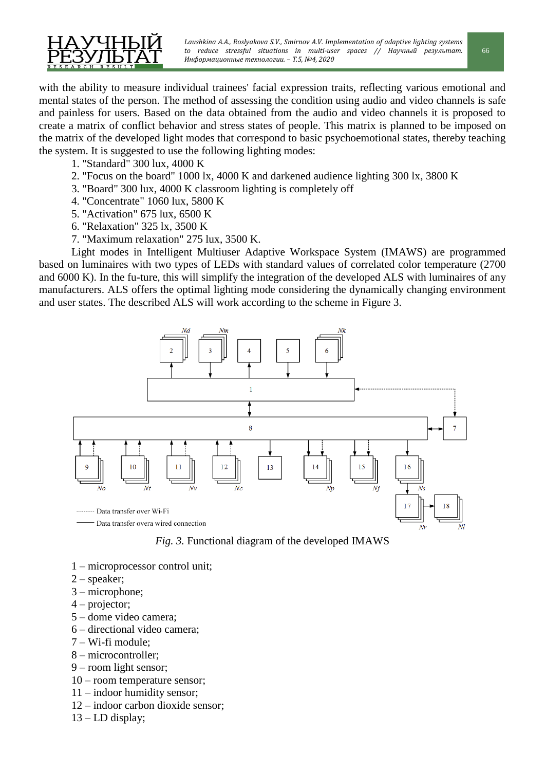with the ability to measure individual trainees' facial expression traits, reflecting various emotional and mental states of the person. The method of assessing the condition using audio and video channels is safe and painless for users. Based on the data obtained from the audio and video channels it is proposed to create a matrix of conflict behavior and stress states of people. This matrix is planned to be imposed on the matrix of the developed light modes that correspond to basic psychoemotional states, thereby teaching the system. It is suggested to use the following lighting modes:

1. "Standard" 300 lux, 4000 K
2. "Focus on the board" 1000 lx, 4000 K and darkened audience lighting 300 lx, 3800 K
3. "Board" 300 lux, 4000 K classroom lighting is completely off
4. "Concentrate" 1060 lux, 5800 K
5. "Activation" 675 lux, 6500 K
6. "Relaxation" 325 lx, 3500 K
7. "Maximum relaxation" 275 lux, 3500 K.

Light modes in Intelligent Multiuser Adaptive Workspace System (IMAWS) are programmed based on luminaires with two types of LEDs with standard values of correlated color temperature (2700 and 6000 K). In the fu-ture, this will simplify the integration of the developed ALS with luminaires of any manufacturers. ALS offers the optimal lighting mode considering the dynamically changing environment and user states. The described ALS will work according to the scheme in Figure 3.

*Fig. 3.* Functional diagram of the developed IMAWS

1 – microprocessor control unit;
2 – speaker;
3 – microphone;
4 – projector;
5 – dome video camera;
6 – directional video camera;
7 – Wi-fi module;
8 – microcontroller;
9 – room light sensor;
10 – room temperature sensor;
11 – indoor humidity sensor;
12 – indoor carbon dioxide sensor;
13 – LD display;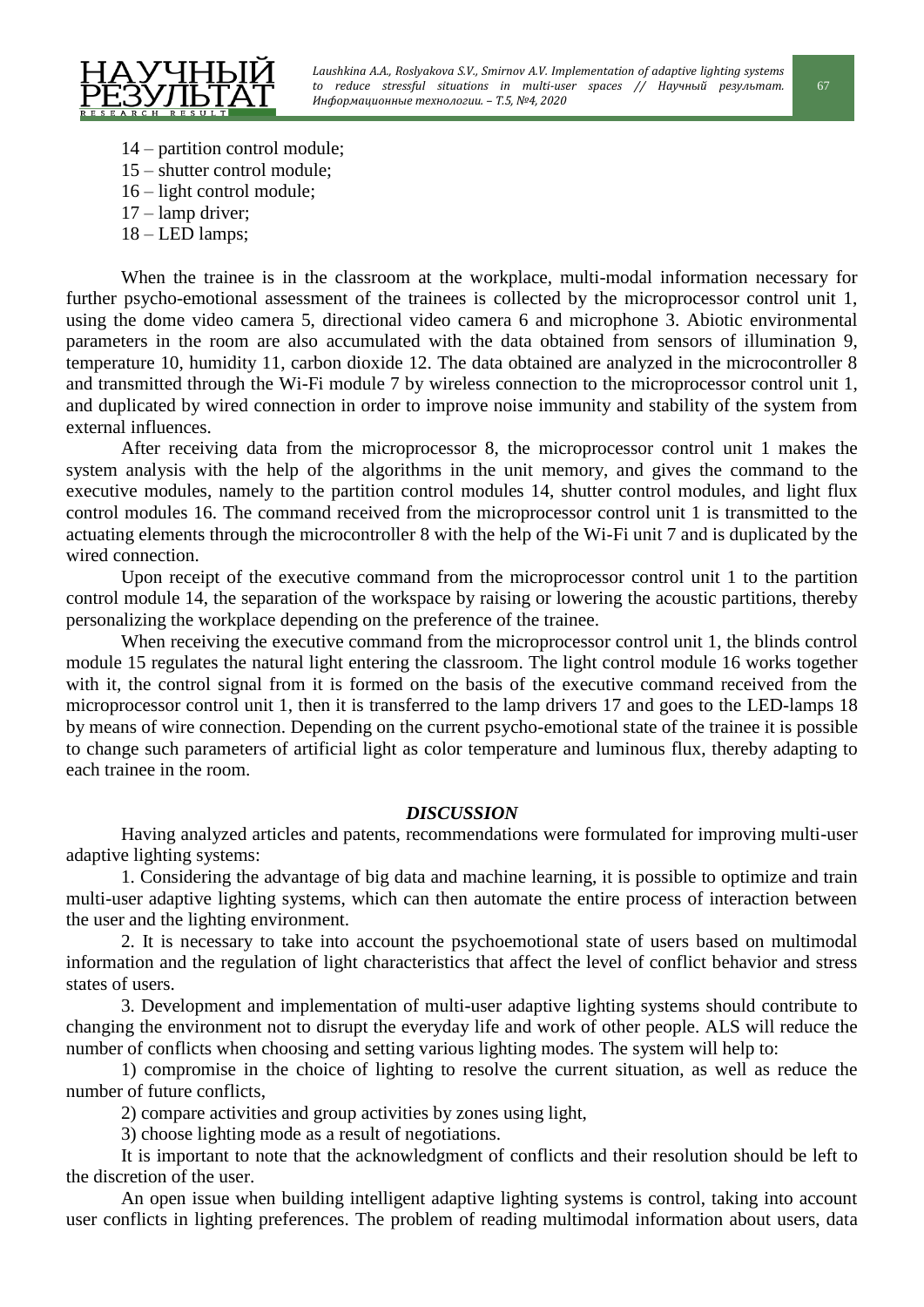14 – partition control module;
15 – shutter control module;
16 – light control module;
17 – lamp driver;
18 – LED lamps;

When the trainee is in the classroom at the workplace, multi-modal information necessary for further psycho-emotional assessment of the trainees is collected by the microprocessor control unit 1, using the dome video camera 5, directional video camera 6 and microphone 3. Abiotic environmental parameters in the room are also accumulated with the data obtained from sensors of illumination 9, temperature 10, humidity 11, carbon dioxide 12. The data obtained are analyzed in the microcontroller 8 and transmitted through the Wi-Fi module 7 by wireless connection to the microprocessor control unit 1, and duplicated by wired connection in order to improve noise immunity and stability of the system from external influences.

After receiving data from the microprocessor 8, the microprocessor control unit 1 makes the system analysis with the help of the algorithms in the unit memory, and gives the command to the executive modules, namely to the partition control modules 14, shutter control modules, and light flux control modules 16. The command received from the microprocessor control unit 1 is transmitted to the actuating elements through the microcontroller 8 with the help of the Wi-Fi unit 7 and is duplicated by the wired connection.

Upon receipt of the executive command from the microprocessor control unit 1 to the partition control module 14, the separation of the workspace by raising or lowering the acoustic partitions, thereby personalizing the workplace depending on the preference of the trainee.

When receiving the executive command from the microprocessor control unit 1, the blinds control module 15 regulates the natural light entering the classroom. The light control module 16 works together with it, the control signal from it is formed on the basis of the executive command received from the microprocessor control unit 1, then it is transferred to the lamp drivers 17 and goes to the LED-lamps 18 by means of wire connection. Depending on the current psycho-emotional state of the trainee it is possible to change such parameters of artificial light as color temperature and luminous flux, thereby adapting to each trainee in the room.

## *DISCUSSION*

Having analyzed articles and patents, recommendations were formulated for improving multi-user adaptive lighting systems:

1. Considering the advantage of big data and machine learning, it is possible to optimize and train multi-user adaptive lighting systems, which can then automate the entire process of interaction between the user and the lighting environment.

2. It is necessary to take into account the psychoemotional state of users based on multimodal information and the regulation of light characteristics that affect the level of conflict behavior and stress states of users.

3. Development and implementation of multi-user adaptive lighting systems should contribute to changing the environment not to disrupt the everyday life and work of other people. ALS will reduce the number of conflicts when choosing and setting various lighting modes. The system will help to:

1) compromise in the choice of lighting to resolve the current situation, as well as reduce the number of future conflicts,

2) compare activities and group activities by zones using light,

3) choose lighting mode as a result of negotiations.

It is important to note that the acknowledgment of conflicts and their resolution should be left to the discretion of the user.

An open issue when building intelligent adaptive lighting systems is control, taking into account user conflicts in lighting preferences. The problem of reading multimodal information about users, data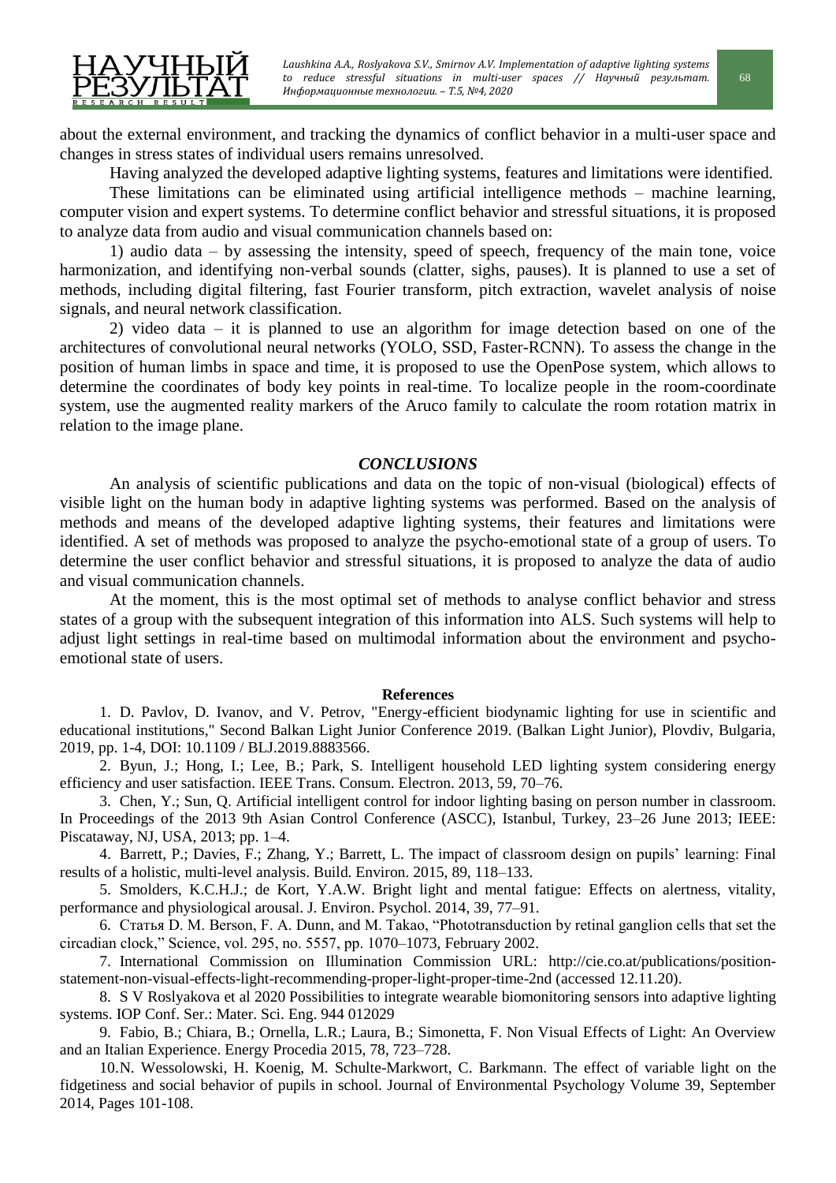about the external environment, and tracking the dynamics of conflict behavior in a multi-user space and changes in stress states of individual users remains unresolved.

Having analyzed the developed adaptive lighting systems, features and limitations were identified.

These limitations can be eliminated using artificial intelligence methods – machine learning, computer vision and expert systems. To determine conflict behavior and stressful situations, it is proposed to analyze data from audio and visual communication channels based on:

1) audio data – by assessing the intensity, speed of speech, frequency of the main tone, voice harmonization, and identifying non-verbal sounds (clatter, sighs, pauses). It is planned to use a set of methods, including digital filtering, fast Fourier transform, pitch extraction, wavelet analysis of noise signals, and neural network classification.

2) video data – it is planned to use an algorithm for image detection based on one of the architectures of convolutional neural networks (YOLO, SSD, Faster-RCNN). To assess the change in the position of human limbs in space and time, it is proposed to use the OpenPose system, which allows to determine the coordinates of body key points in real-time. To localize people in the room-coordinate system, use the augmented reality markers of the Aruco family to calculate the room rotation matrix in relation to the image plane.

## *CONCLUSIONS*

An analysis of scientific publications and data on the topic of non-visual (biological) effects of visible light on the human body in adaptive lighting systems was performed. Based on the analysis of methods and means of the developed adaptive lighting systems, their features and limitations were identified. A set of methods was proposed to analyze the psycho-emotional state of a group of users. To determine the user conflict behavior and stressful situations, it is proposed to analyze the data of audio and visual communication channels.

At the moment, this is the most optimal set of methods to analyse conflict behavior and stress states of a group with the subsequent integration of this information into ALS. Such systems will help to adjust light settings in real-time based on multimodal information about the environment and psycho-emotional state of users.

### References

1. D. Pavlov, D. Ivanov, and V. Petrov, "Energy-efficient biodynamic lighting for use in scientific and educational institutions," Second Balkan Light Junior Conference 2019. (Balkan Light Junior), Plovdiv, Bulgaria, 2019, pp. 1-4, DOI: 10.1109 / BLJ.2019.8883566.

2. Byun, J.; Hong, I.; Lee, B.; Park, S. Intelligent household LED lighting system considering energy efficiency and user satisfaction. IEEE Trans. Consum. Electron. 2013, 59, 70–76.

3. Chen, Y.; Sun, Q. Artificial intelligent control for indoor lighting basing on person number in classroom. In Proceedings of the 2013 9th Asian Control Conference (ASCC), Istanbul, Turkey, 23–26 June 2013; IEEE: Piscataway, NJ, USA, 2013; pp. 1–4.

4. Barrett, P.; Davies, F.; Zhang, Y.; Barrett, L. The impact of classroom design on pupils' learning: Final results of a holistic, multi-level analysis. Build. Environ. 2015, 89, 118–133.

5. Smolders, K.C.H.J.; de Kort, Y.A.W. Bright light and mental fatigue: Effects on alertness, vitality, performance and physiological arousal. J. Environ. Psychol. 2014, 39, 77–91.

6. Статья D. M. Berson, F. A. Dunn, and M. Takao, "Phototransduction by retinal ganglion cells that set the circadian clock," Science, vol. 295, no. 5557, pp. 1070–1073, February 2002.

7. International Commission on Illumination Commission URL: http://cie.co.at/publications/position-statement-non-visual-effects-light-recommending-proper-light-proper-time-2nd (accessed 12.11.20).

8. S V Roslyakova et al 2020 Possibilities to integrate wearable biomonitoring sensors into adaptive lighting systems. IOP Conf. Ser.: Mater. Sci. Eng. 944 012029

9. Fabio, B.; Chiara, B.; Ornella, L.R.; Laura, B.; Simonetta, F. Non Visual Effects of Light: An Overview and an Italian Experience. Energy Procedia 2015, 78, 723–728.

10. N. Wessolowski, H. Koenig, M. Schulte-Markwort, C. Barkmann. The effect of variable light on the fidgetiness and social behavior of pupils in school. Journal of Environmental Psychology Volume 39, September 2014, Pages 101-108.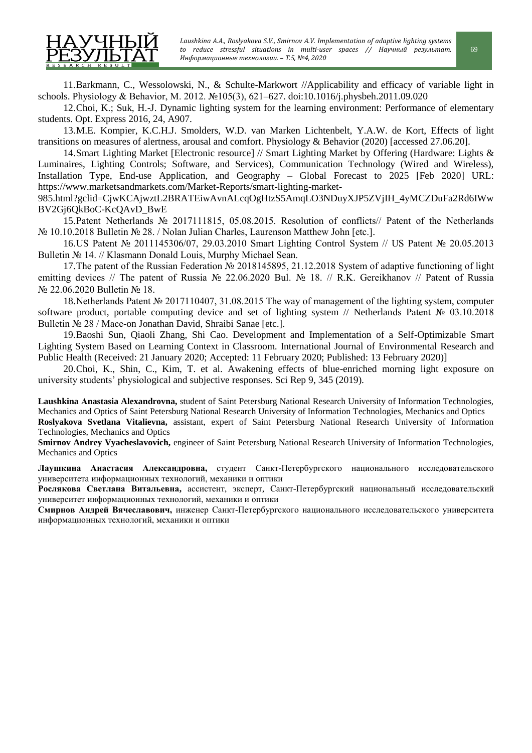11.Barkmann, C., Wessolowski, N., & Schulte-Markwort //Applicability and efficacy of variable light in schools. Physiology & Behavior, M. 2012. №105(3), 621–627. doi:10.1016/j.physbeh.2011.09.020

12.Choi, K.; Suk, H.-J. Dynamic lighting system for the learning environment: Performance of elementary students. Opt. Express 2016, 24, A907.

13.M.E. Kompier, K.C.H.J. Smolders, W.D. van Marken Lichtenbelt, Y.A.W. de Kort, Effects of light transitions on measures of alertness, arousal and comfort. Physiology & Behavior (2020) [accessed 27.06.20].

14.Smart Lighting Market [Electronic resource] // Smart Lighting Market by Offering (Hardware: Lights & Luminaires, Lighting Controls; Software, and Services), Communication Technology (Wired and Wireless), Installation Type, End-use Application, and Geography – Global Forecast to 2025 [Feb 2020] URL: https://www.marketsandmarkets.com/Market-Reports/smart-lighting-market-985.html?gclid=CjwKCAjwztL2BRATEiwAvnALcqOgHtzS5AmqLO3NDuyXJP5ZVjIH_4yMCZDuFa2Rd6IWwBV2Gj6QkBoC-KcQAvD_BwE

15.Patent Netherlands № 2017111815, 05.08.2015. Resolution of conflicts// Patent of the Netherlands № 10.10.2018 Bulletin № 28. / Nolan Julian Charles, Laurenson Matthew John [etc.].

16.US Patent № 2011145306/07, 29.03.2010 Smart Lighting Control System // US Patent № 20.05.2013 Bulletin № 14. // Klasmann Donald Louis, Murphy Michael Sean.

17.The patent of the Russian Federation № 2018145895, 21.12.2018 System of adaptive functioning of light emitting devices // The patent of Russia № 22.06.2020 Bul. № 18. // R.K. Gereikhanov // Patent of Russia № 22.06.2020 Bulletin № 18.

18.Netherlands Patent № 2017110407, 31.08.2015 The way of management of the lighting system, computer software product, portable computing device and set of lighting system // Netherlands Patent № 03.10.2018 Bulletin № 28 / Mace-on Jonathan David, Shraibi Sanae [etc.].

19.Baoshi Sun, Qiaoli Zhang, Shi Cao. Development and Implementation of a Self-Optimizable Smart Lighting System Based on Learning Context in Classroom. International Journal of Environmental Research and Public Health (Received: 21 January 2020; Accepted: 11 February 2020; Published: 13 February 2020)]

20.Choi, K., Shin, C., Kim, T. et al. Awakening effects of blue-enriched morning light exposure on university students' physiological and subjective responses. Sci Rep 9, 345 (2019).

**Laushkina Anastasia Alexandrovna,** student of Saint Petersburg National Research University of Information Technologies, Mechanics and Optics of Saint Petersburg National Research University of Information Technologies, Mechanics and Optics

**Roslyakova Svetlana Vitalievna,** assistant, expert of Saint Petersburg National Research University of Information Technologies, Mechanics and Optics

**Smirnov Andrey Vyacheslavovich,** engineer of Saint Petersburg National Research University of Information Technologies, Mechanics and Optics

**Лаушкина Анастасия Александровна,** студент Санкт-Петербургского национального исследовательского университета информационных технологий, механики и оптики

**Рослякова Светлана Витальевна,** ассистент, эксперт, Санкт-Петербургский национальный исследовательский университет информационных технологий, механики и оптики

**Смирнов Андрей Вячеславович,** инженер Санкт-Петербургского национального исследовательского университета информационных технологий, механики и оптики